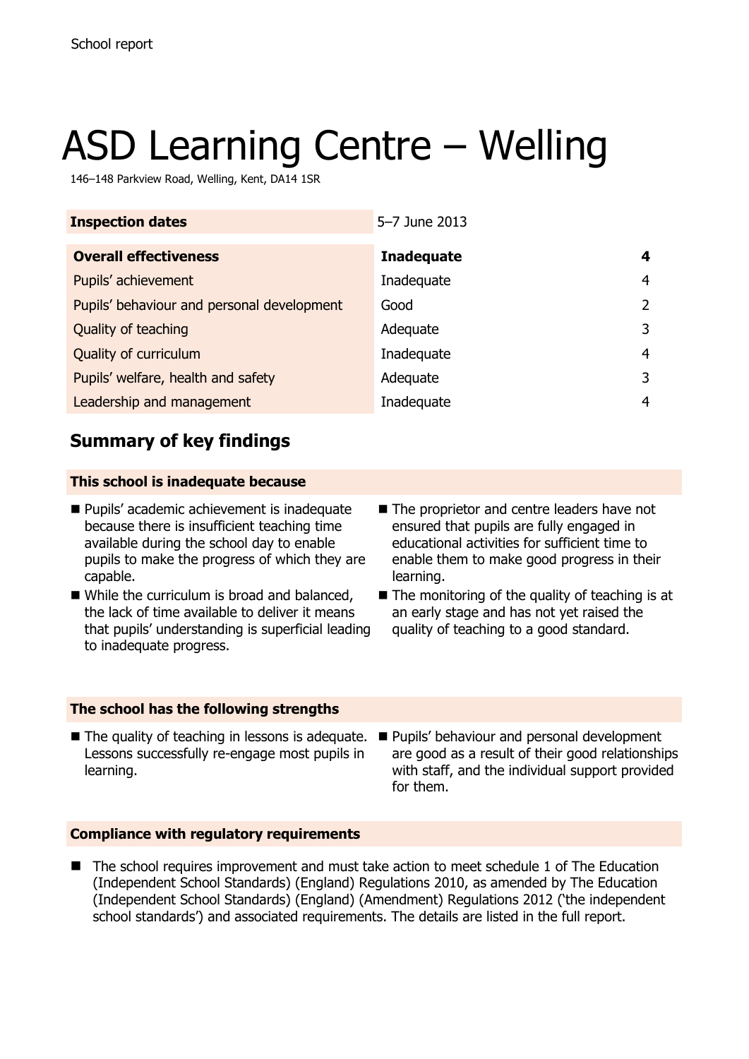School report

# ASD Learning Centre – Welling

146–148 Parkview Road, Welling, Kent, DA14 1SR

| **Inspection dates** | 5–7 June 2013 | |
|---|---|---|
| **Overall effectiveness** | **Inadequate** | **4** |
| Pupils' achievement | Inadequate | 4 |
| Pupils' behaviour and personal development | Good | 2 |
| Quality of teaching | Adequate | 3 |
| Quality of curriculum | Inadequate | 4 |
| Pupils' welfare, health and safety | Adequate | 3 |
| Leadership and management | Inadequate | 4 |

## Summary of key findings

### This school is inadequate because

- Pupils' academic achievement is inadequate because there is insufficient teaching time available during the school day to enable pupils to make the progress of which they are capable.
- While the curriculum is broad and balanced, the lack of time available to deliver it means that pupils' understanding is superficial leading to inadequate progress.
- The proprietor and centre leaders have not ensured that pupils are fully engaged in educational activities for sufficient time to enable them to make good progress in their learning.
- The monitoring of the quality of teaching is at an early stage and has not yet raised the quality of teaching to a good standard.

### The school has the following strengths

- The quality of teaching in lessons is adequate. Lessons successfully re-engage most pupils in learning.
- Pupils' behaviour and personal development are good as a result of their good relationships with staff, and the individual support provided for them.

### Compliance with regulatory requirements

- The school requires improvement and must take action to meet schedule 1 of The Education (Independent School Standards) (England) Regulations 2010, as amended by The Education (Independent School Standards) (England) (Amendment) Regulations 2012 ('the independent school standards') and associated requirements. The details are listed in the full report.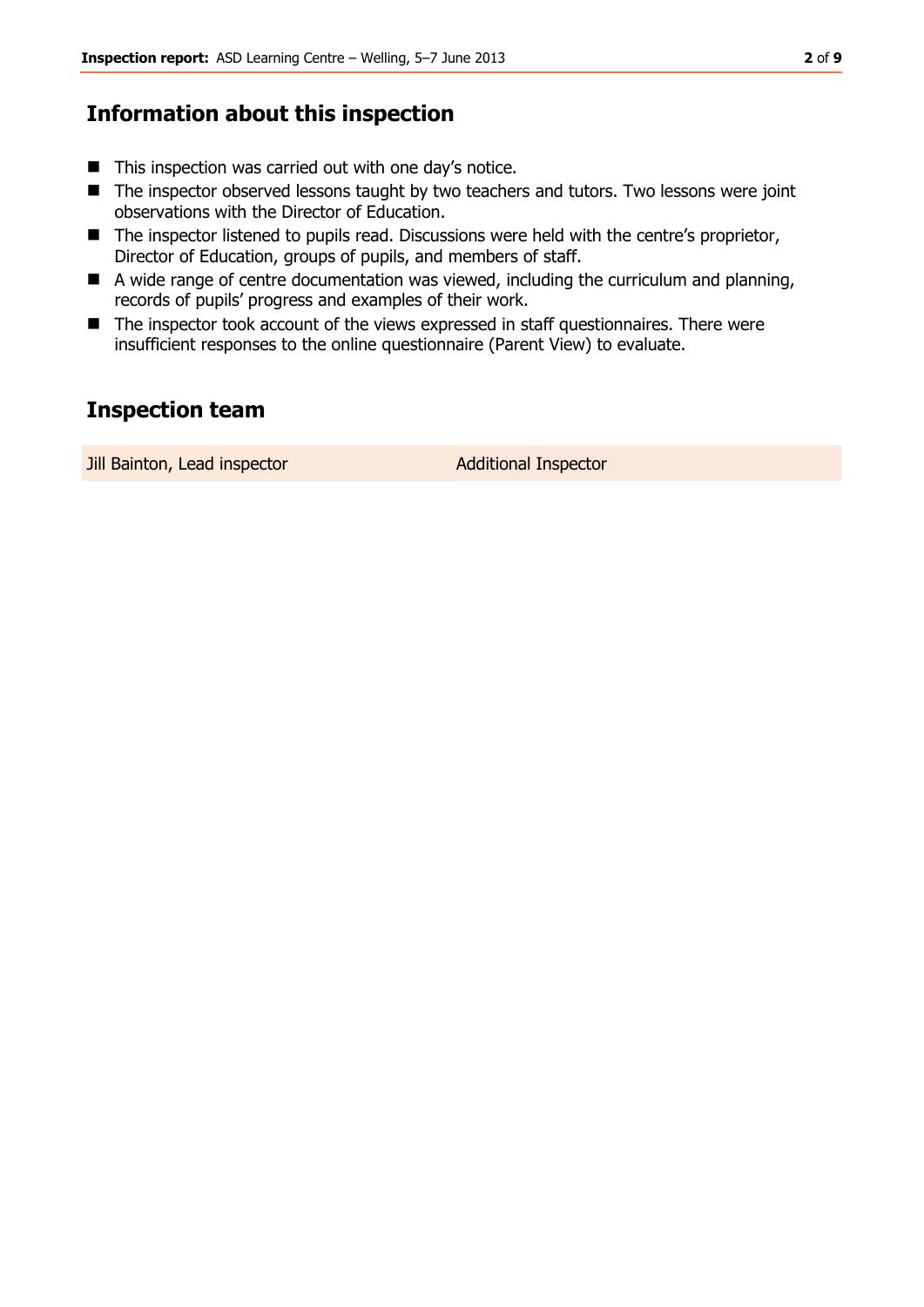## Information about this inspection

- This inspection was carried out with one day's notice.
- The inspector observed lessons taught by two teachers and tutors. Two lessons were joint observations with the Director of Education.
- The inspector listened to pupils read. Discussions were held with the centre's proprietor, Director of Education, groups of pupils, and members of staff.
- A wide range of centre documentation was viewed, including the curriculum and planning, records of pupils' progress and examples of their work.
- The inspector took account of the views expressed in staff questionnaires. There were insufficient responses to the online questionnaire (Parent View) to evaluate.

## Inspection team

| | |
|---|---|
| Jill Bainton, Lead inspector | Additional Inspector |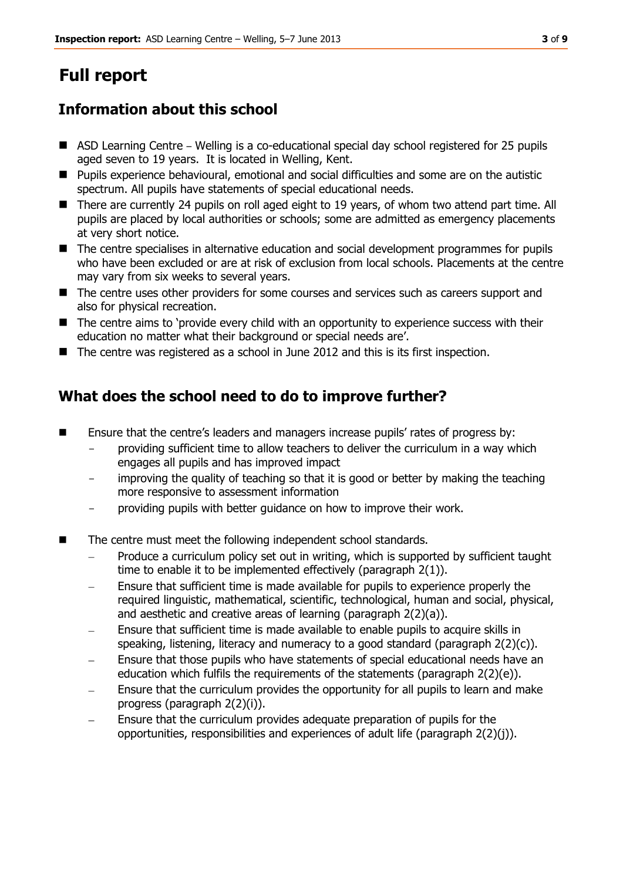# Full report

## Information about this school

- ASD Learning Centre – Welling is a co-educational special day school registered for 25 pupils aged seven to 19 years. It is located in Welling, Kent.
- Pupils experience behavioural, emotional and social difficulties and some are on the autistic spectrum. All pupils have statements of special educational needs.
- There are currently 24 pupils on roll aged eight to 19 years, of whom two attend part time. All pupils are placed by local authorities or schools; some are admitted as emergency placements at very short notice.
- The centre specialises in alternative education and social development programmes for pupils who have been excluded or are at risk of exclusion from local schools. Placements at the centre may vary from six weeks to several years.
- The centre uses other providers for some courses and services such as careers support and also for physical recreation.
- The centre aims to 'provide every child with an opportunity to experience success with their education no matter what their background or special needs are'.
- The centre was registered as a school in June 2012 and this is its first inspection.

## What does the school need to do to improve further?

- Ensure that the centre's leaders and managers increase pupils' rates of progress by:
  - providing sufficient time to allow teachers to deliver the curriculum in a way which engages all pupils and has improved impact
  - improving the quality of teaching so that it is good or better by making the teaching more responsive to assessment information
  - providing pupils with better guidance on how to improve their work.

- The centre must meet the following independent school standards.
  - Produce a curriculum policy set out in writing, which is supported by sufficient taught time to enable it to be implemented effectively (paragraph 2(1)).
  - Ensure that sufficient time is made available for pupils to experience properly the required linguistic, mathematical, scientific, technological, human and social, physical, and aesthetic and creative areas of learning (paragraph 2(2)(a)).
  - Ensure that sufficient time is made available to enable pupils to acquire skills in speaking, listening, literacy and numeracy to a good standard (paragraph 2(2)(c)).
  - Ensure that those pupils who have statements of special educational needs have an education which fulfils the requirements of the statements (paragraph 2(2)(e)).
  - Ensure that the curriculum provides the opportunity for all pupils to learn and make progress (paragraph 2(2)(i)).
  - Ensure that the curriculum provides adequate preparation of pupils for the opportunities, responsibilities and experiences of adult life (paragraph 2(2)(j)).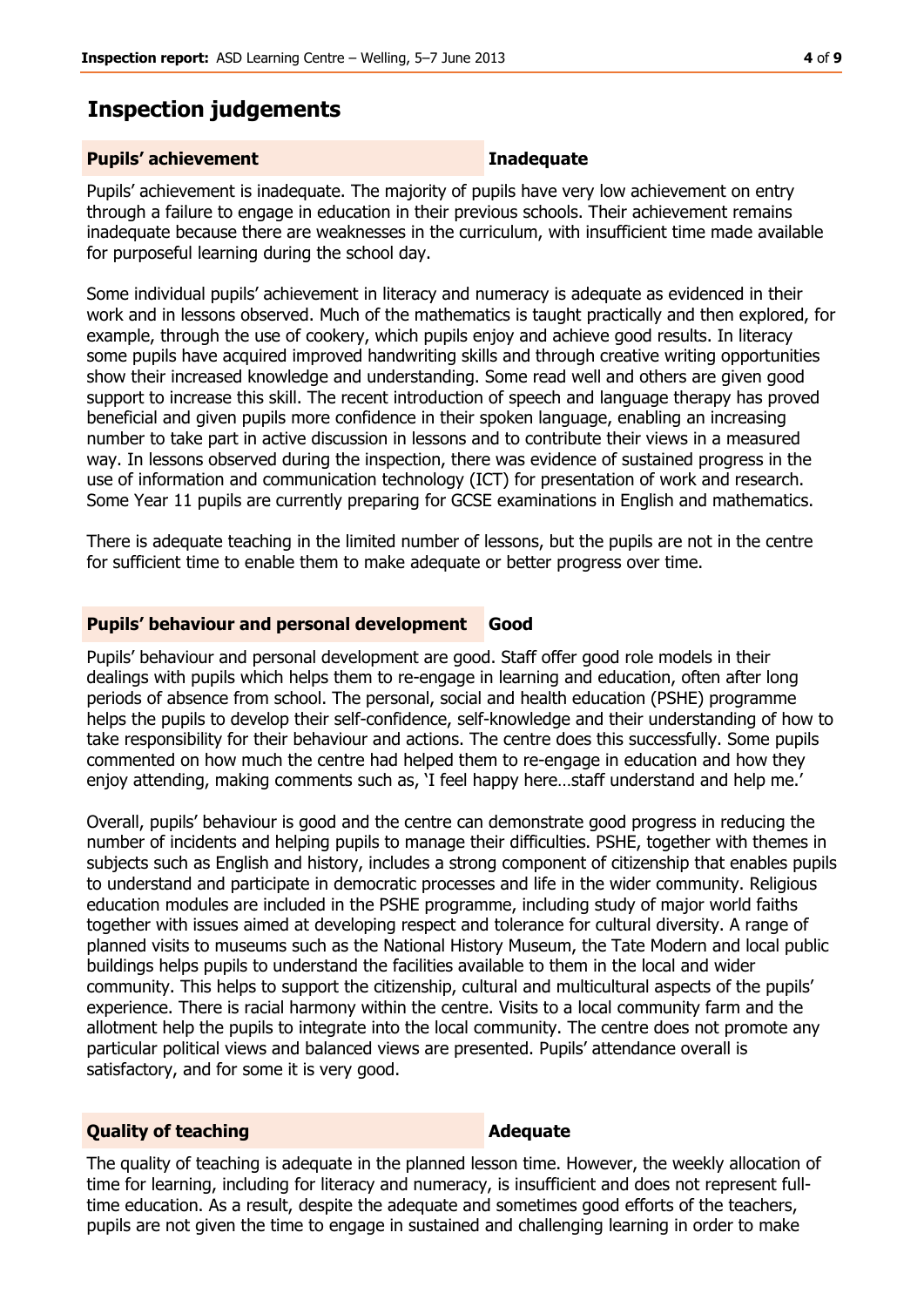# Inspection judgements

**Pupils' achievement** **Inadequate**

Pupils' achievement is inadequate. The majority of pupils have very low achievement on entry through a failure to engage in education in their previous schools. Their achievement remains inadequate because there are weaknesses in the curriculum, with insufficient time made available for purposeful learning during the school day.

Some individual pupils' achievement in literacy and numeracy is adequate as evidenced in their work and in lessons observed. Much of the mathematics is taught practically and then explored, for example, through the use of cookery, which pupils enjoy and achieve good results. In literacy some pupils have acquired improved handwriting skills and through creative writing opportunities show their increased knowledge and understanding. Some read well and others are given good support to increase this skill. The recent introduction of speech and language therapy has proved beneficial and given pupils more confidence in their spoken language, enabling an increasing number to take part in active discussion in lessons and to contribute their views in a measured way. In lessons observed during the inspection, there was evidence of sustained progress in the use of information and communication technology (ICT) for presentation of work and research. Some Year 11 pupils are currently preparing for GCSE examinations in English and mathematics.

There is adequate teaching in the limited number of lessons, but the pupils are not in the centre for sufficient time to enable them to make adequate or better progress over time.

**Pupils' behaviour and personal development** **Good**

Pupils' behaviour and personal development are good. Staff offer good role models in their dealings with pupils which helps them to re-engage in learning and education, often after long periods of absence from school. The personal, social and health education (PSHE) programme helps the pupils to develop their self-confidence, self-knowledge and their understanding of how to take responsibility for their behaviour and actions. The centre does this successfully. Some pupils commented on how much the centre had helped them to re-engage in education and how they enjoy attending, making comments such as, 'I feel happy here…staff understand and help me.'

Overall, pupils' behaviour is good and the centre can demonstrate good progress in reducing the number of incidents and helping pupils to manage their difficulties. PSHE, together with themes in subjects such as English and history, includes a strong component of citizenship that enables pupils to understand and participate in democratic processes and life in the wider community. Religious education modules are included in the PSHE programme, including study of major world faiths together with issues aimed at developing respect and tolerance for cultural diversity. A range of planned visits to museums such as the National History Museum, the Tate Modern and local public buildings helps pupils to understand the facilities available to them in the local and wider community. This helps to support the citizenship, cultural and multicultural aspects of the pupils' experience. There is racial harmony within the centre. Visits to a local community farm and the allotment help the pupils to integrate into the local community. The centre does not promote any particular political views and balanced views are presented. Pupils' attendance overall is satisfactory, and for some it is very good.

**Quality of teaching** **Adequate**

The quality of teaching is adequate in the planned lesson time. However, the weekly allocation of time for learning, including for literacy and numeracy, is insufficient and does not represent full-time education. As a result, despite the adequate and sometimes good efforts of the teachers, pupils are not given the time to engage in sustained and challenging learning in order to make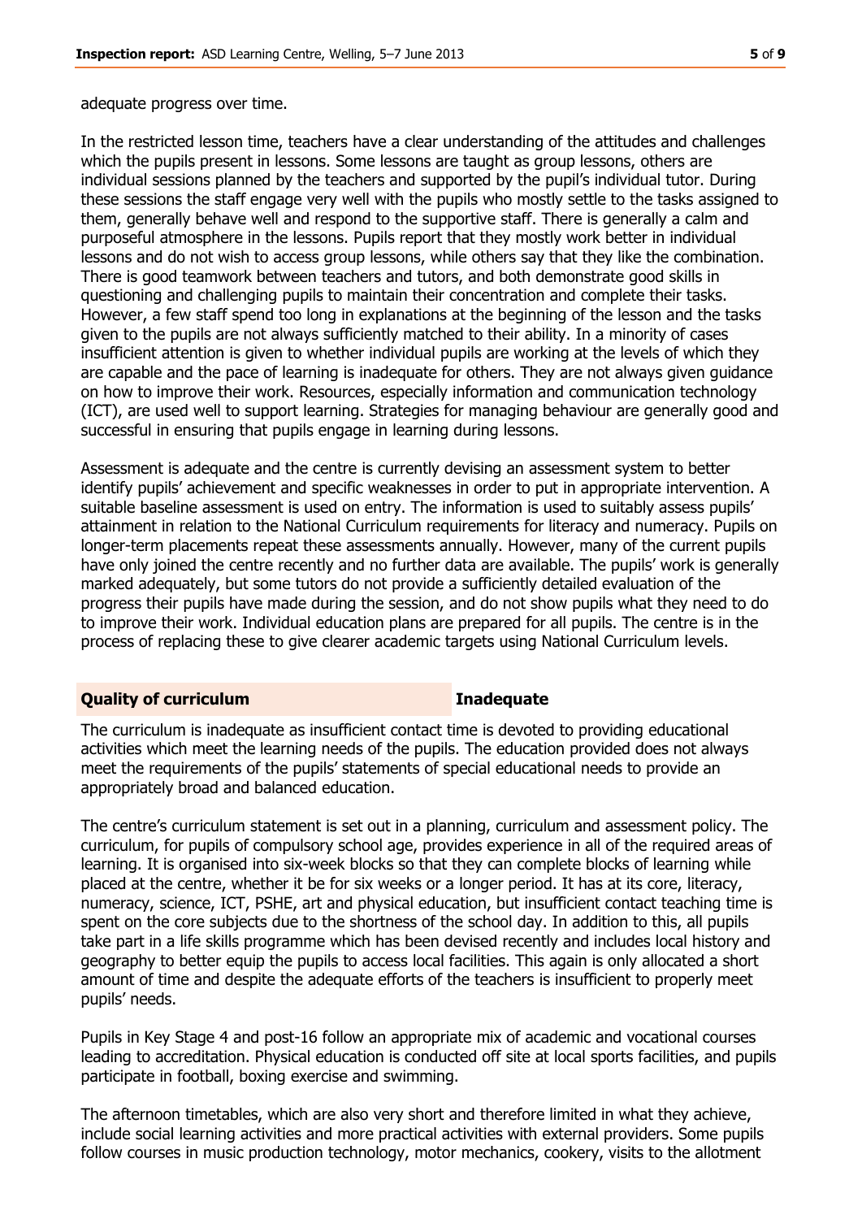adequate progress over time.

In the restricted lesson time, teachers have a clear understanding of the attitudes and challenges which the pupils present in lessons. Some lessons are taught as group lessons, others are individual sessions planned by the teachers and supported by the pupil's individual tutor. During these sessions the staff engage very well with the pupils who mostly settle to the tasks assigned to them, generally behave well and respond to the supportive staff. There is generally a calm and purposeful atmosphere in the lessons. Pupils report that they mostly work better in individual lessons and do not wish to access group lessons, while others say that they like the combination. There is good teamwork between teachers and tutors, and both demonstrate good skills in questioning and challenging pupils to maintain their concentration and complete their tasks. However, a few staff spend too long in explanations at the beginning of the lesson and the tasks given to the pupils are not always sufficiently matched to their ability. In a minority of cases insufficient attention is given to whether individual pupils are working at the levels of which they are capable and the pace of learning is inadequate for others. They are not always given guidance on how to improve their work. Resources, especially information and communication technology (ICT), are used well to support learning. Strategies for managing behaviour are generally good and successful in ensuring that pupils engage in learning during lessons.

Assessment is adequate and the centre is currently devising an assessment system to better identify pupils' achievement and specific weaknesses in order to put in appropriate intervention. A suitable baseline assessment is used on entry. The information is used to suitably assess pupils' attainment in relation to the National Curriculum requirements for literacy and numeracy. Pupils on longer-term placements repeat these assessments annually. However, many of the current pupils have only joined the centre recently and no further data are available. The pupils' work is generally marked adequately, but some tutors do not provide a sufficiently detailed evaluation of the progress their pupils have made during the session, and do not show pupils what they need to do to improve their work. Individual education plans are prepared for all pupils. The centre is in the process of replacing these to give clearer academic targets using National Curriculum levels.

## Quality of curriculum — Inadequate

The curriculum is inadequate as insufficient contact time is devoted to providing educational activities which meet the learning needs of the pupils. The education provided does not always meet the requirements of the pupils' statements of special educational needs to provide an appropriately broad and balanced education.

The centre's curriculum statement is set out in a planning, curriculum and assessment policy. The curriculum, for pupils of compulsory school age, provides experience in all of the required areas of learning. It is organised into six-week blocks so that they can complete blocks of learning while placed at the centre, whether it be for six weeks or a longer period. It has at its core, literacy, numeracy, science, ICT, PSHE, art and physical education, but insufficient contact teaching time is spent on the core subjects due to the shortness of the school day. In addition to this, all pupils take part in a life skills programme which has been devised recently and includes local history and geography to better equip the pupils to access local facilities. This again is only allocated a short amount of time and despite the adequate efforts of the teachers is insufficient to properly meet pupils' needs.

Pupils in Key Stage 4 and post-16 follow an appropriate mix of academic and vocational courses leading to accreditation. Physical education is conducted off site at local sports facilities, and pupils participate in football, boxing exercise and swimming.

The afternoon timetables, which are also very short and therefore limited in what they achieve, include social learning activities and more practical activities with external providers. Some pupils follow courses in music production technology, motor mechanics, cookery, visits to the allotment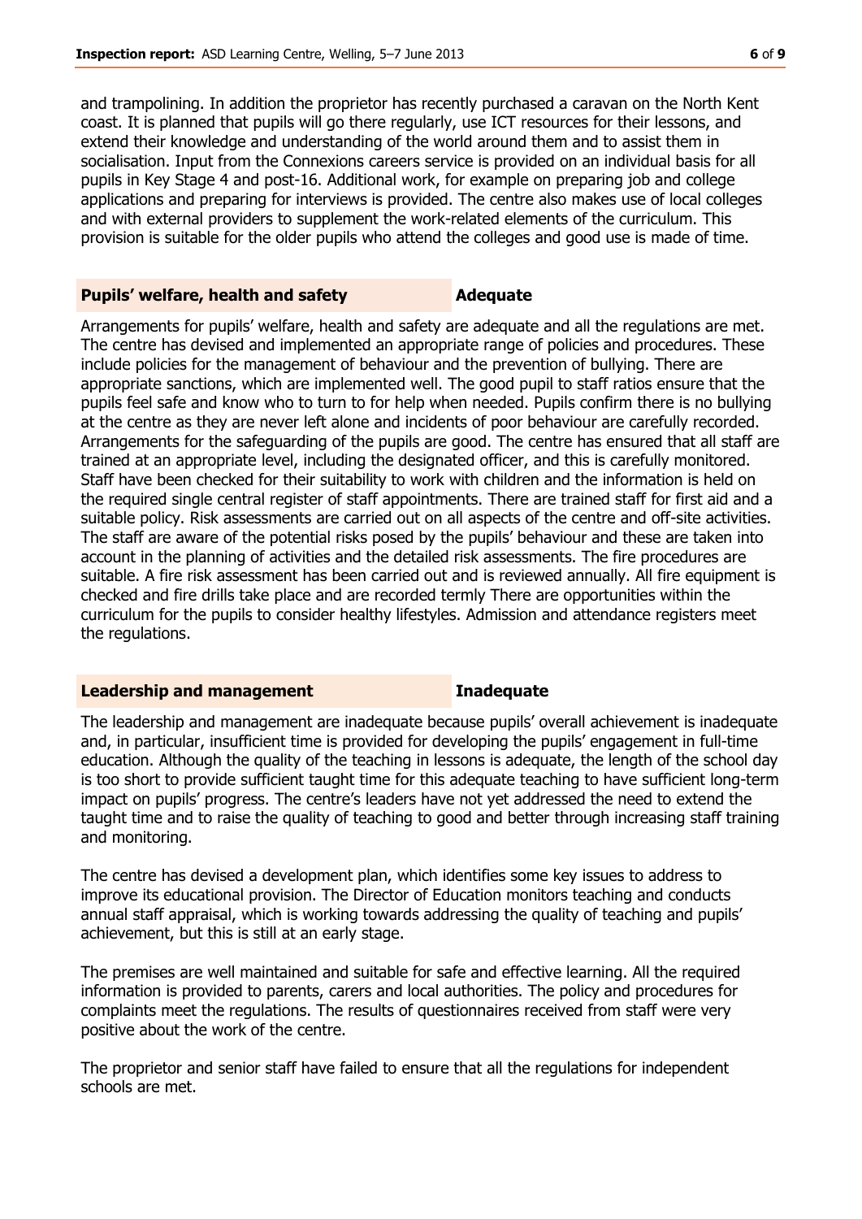and trampolining. In addition the proprietor has recently purchased a caravan on the North Kent coast. It is planned that pupils will go there regularly, use ICT resources for their lessons, and extend their knowledge and understanding of the world around them and to assist them in socialisation. Input from the Connexions careers service is provided on an individual basis for all pupils in Key Stage 4 and post-16. Additional work, for example on preparing job and college applications and preparing for interviews is provided. The centre also makes use of local colleges and with external providers to supplement the work-related elements of the curriculum. This provision is suitable for the older pupils who attend the colleges and good use is made of time.

## Pupils' welfare, health and safety — Adequate

Arrangements for pupils' welfare, health and safety are adequate and all the regulations are met. The centre has devised and implemented an appropriate range of policies and procedures. These include policies for the management of behaviour and the prevention of bullying. There are appropriate sanctions, which are implemented well. The good pupil to staff ratios ensure that the pupils feel safe and know who to turn to for help when needed. Pupils confirm there is no bullying at the centre as they are never left alone and incidents of poor behaviour are carefully recorded. Arrangements for the safeguarding of the pupils are good. The centre has ensured that all staff are trained at an appropriate level, including the designated officer, and this is carefully monitored. Staff have been checked for their suitability to work with children and the information is held on the required single central register of staff appointments. There are trained staff for first aid and a suitable policy. Risk assessments are carried out on all aspects of the centre and off-site activities. The staff are aware of the potential risks posed by the pupils' behaviour and these are taken into account in the planning of activities and the detailed risk assessments. The fire procedures are suitable. A fire risk assessment has been carried out and is reviewed annually. All fire equipment is checked and fire drills take place and are recorded termly There are opportunities within the curriculum for the pupils to consider healthy lifestyles. Admission and attendance registers meet the regulations.

## Leadership and management — Inadequate

The leadership and management are inadequate because pupils' overall achievement is inadequate and, in particular, insufficient time is provided for developing the pupils' engagement in full-time education. Although the quality of the teaching in lessons is adequate, the length of the school day is too short to provide sufficient taught time for this adequate teaching to have sufficient long-term impact on pupils' progress. The centre's leaders have not yet addressed the need to extend the taught time and to raise the quality of teaching to good and better through increasing staff training and monitoring.

The centre has devised a development plan, which identifies some key issues to address to improve its educational provision. The Director of Education monitors teaching and conducts annual staff appraisal, which is working towards addressing the quality of teaching and pupils' achievement, but this is still at an early stage.

The premises are well maintained and suitable for safe and effective learning. All the required information is provided to parents, carers and local authorities. The policy and procedures for complaints meet the regulations. The results of questionnaires received from staff were very positive about the work of the centre.

The proprietor and senior staff have failed to ensure that all the regulations for independent schools are met.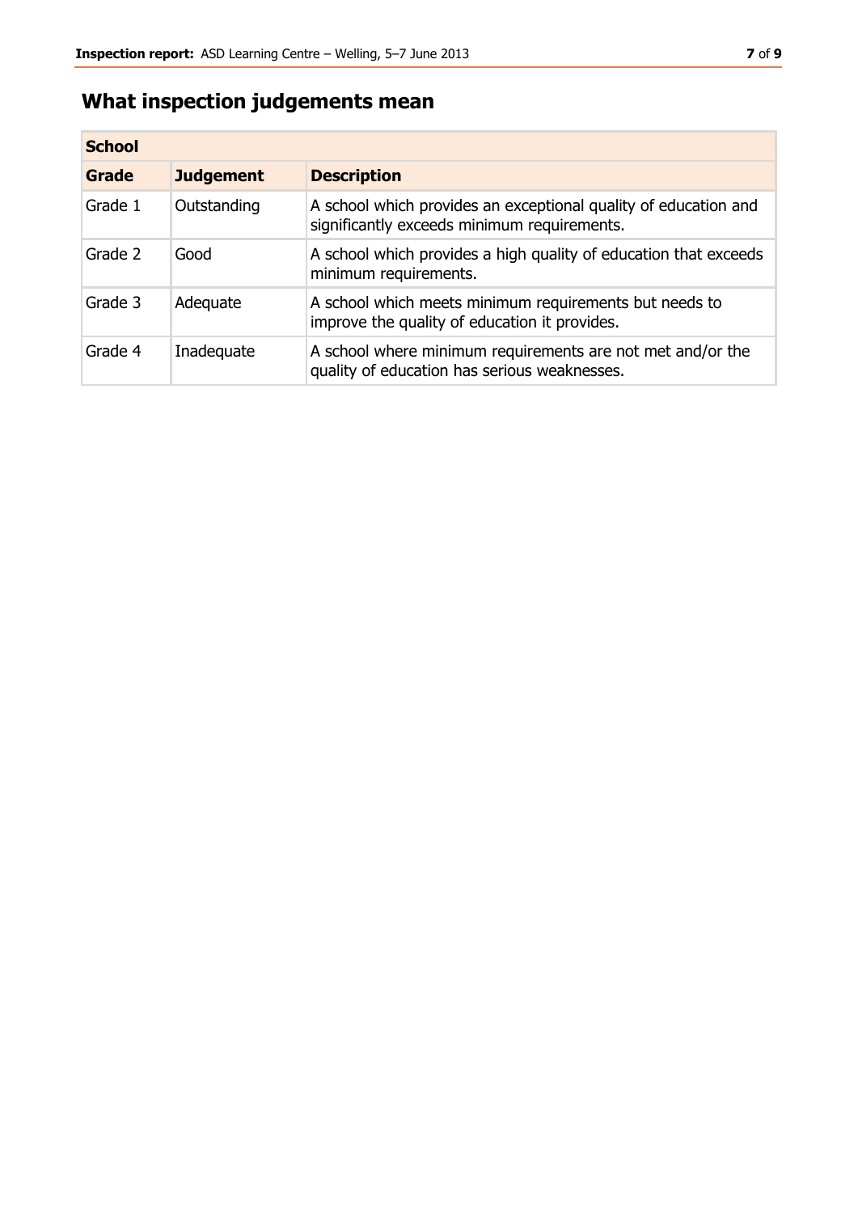## What inspection judgements mean

| School | | |
|---|---|---|
| **Grade** | **Judgement** | **Description** |
| Grade 1 | Outstanding | A school which provides an exceptional quality of education and significantly exceeds minimum requirements. |
| Grade 2 | Good | A school which provides a high quality of education that exceeds minimum requirements. |
| Grade 3 | Adequate | A school which meets minimum requirements but needs to improve the quality of education it provides. |
| Grade 4 | Inadequate | A school where minimum requirements are not met and/or the quality of education has serious weaknesses. |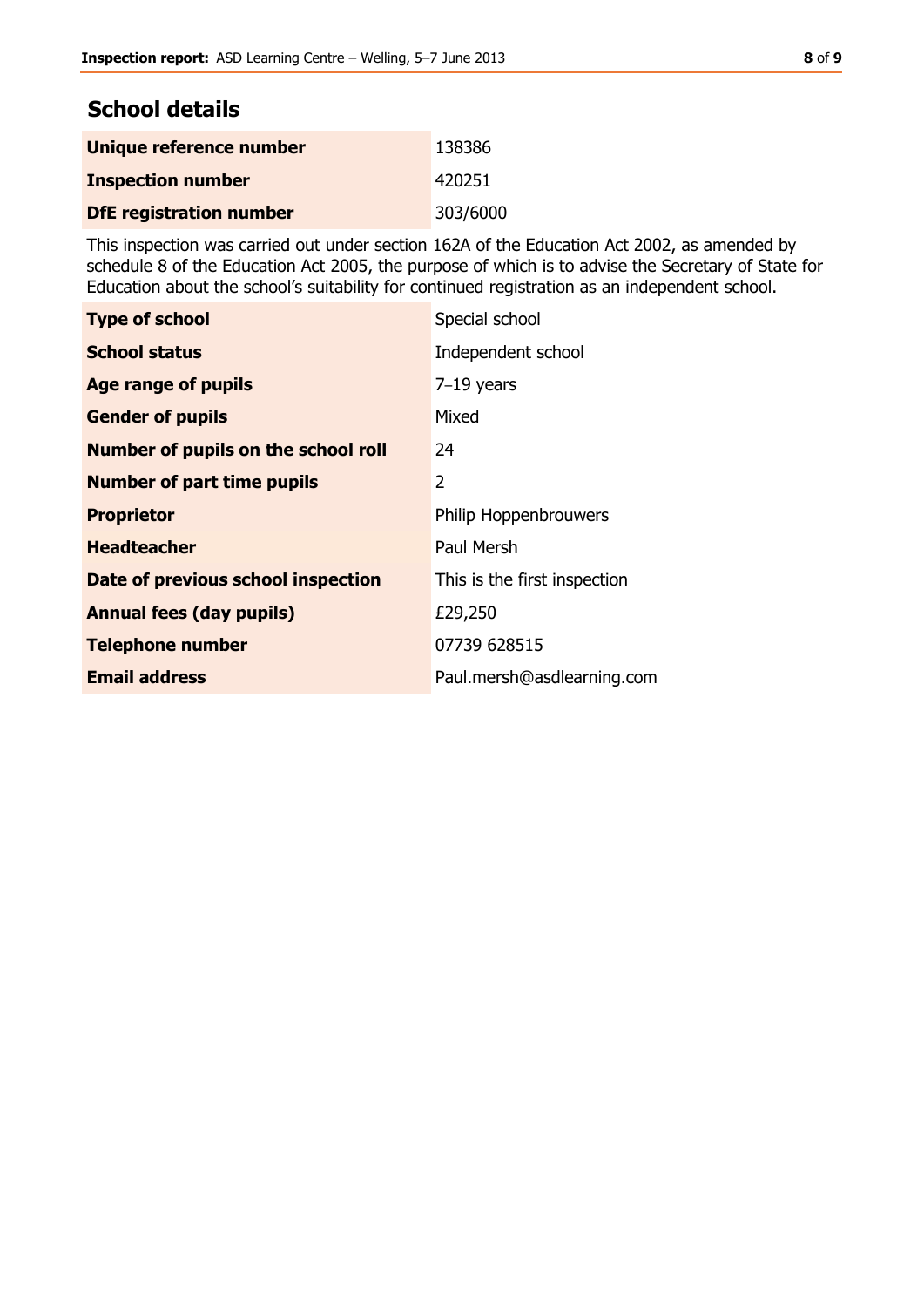## School details

| | |
|---|---|
| **Unique reference number** | 138386 |
| **Inspection number** | 420251 |
| **DfE registration number** | 303/6000 |

This inspection was carried out under section 162A of the Education Act 2002, as amended by schedule 8 of the Education Act 2005, the purpose of which is to advise the Secretary of State for Education about the school's suitability for continued registration as an independent school.

| | |
|---|---|
| **Type of school** | Special school |
| **School status** | Independent school |
| **Age range of pupils** | 7–19 years |
| **Gender of pupils** | Mixed |
| **Number of pupils on the school roll** | 24 |
| **Number of part time pupils** | 2 |
| **Proprietor** | Philip Hoppenbrouwers |
| **Headteacher** | Paul Mersh |
| **Date of previous school inspection** | This is the first inspection |
| **Annual fees (day pupils)** | £29,250 |
| **Telephone number** | 07739 628515 |
| **Email address** | Paul.mersh@asdlearning.com |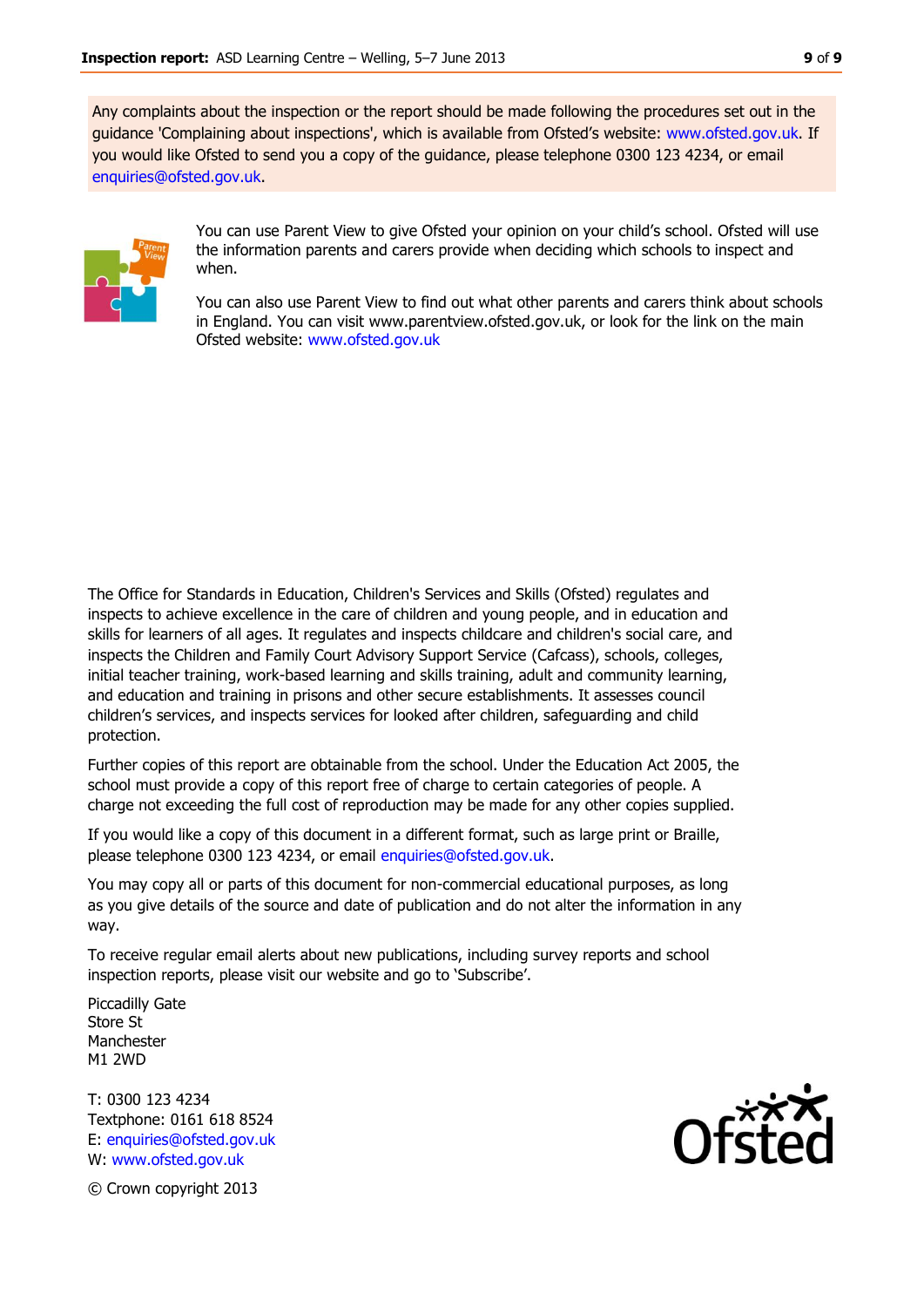Any complaints about the inspection or the report should be made following the procedures set out in the guidance 'Complaining about inspections', which is available from Ofsted's website: www.ofsted.gov.uk. If you would like Ofsted to send you a copy of the guidance, please telephone 0300 123 4234, or email enquiries@ofsted.gov.uk.

You can use Parent View to give Ofsted your opinion on your child's school. Ofsted will use the information parents and carers provide when deciding which schools to inspect and when.

You can also use Parent View to find out what other parents and carers think about schools in England. You can visit www.parentview.ofsted.gov.uk, or look for the link on the main Ofsted website: www.ofsted.gov.uk

The Office for Standards in Education, Children's Services and Skills (Ofsted) regulates and inspects to achieve excellence in the care of children and young people, and in education and skills for learners of all ages. It regulates and inspects childcare and children's social care, and inspects the Children and Family Court Advisory Support Service (Cafcass), schools, colleges, initial teacher training, work-based learning and skills training, adult and community learning, and education and training in prisons and other secure establishments. It assesses council children's services, and inspects services for looked after children, safeguarding and child protection.

Further copies of this report are obtainable from the school. Under the Education Act 2005, the school must provide a copy of this report free of charge to certain categories of people. A charge not exceeding the full cost of reproduction may be made for any other copies supplied.

If you would like a copy of this document in a different format, such as large print or Braille, please telephone 0300 123 4234, or email enquiries@ofsted.gov.uk.

You may copy all or parts of this document for non-commercial educational purposes, as long as you give details of the source and date of publication and do not alter the information in any way.

To receive regular email alerts about new publications, including survey reports and school inspection reports, please visit our website and go to 'Subscribe'.

Piccadilly Gate
Store St
Manchester
M1 2WD

T: 0300 123 4234
Textphone: 0161 618 8524
E: enquiries@ofsted.gov.uk
W: www.ofsted.gov.uk

© Crown copyright 2013